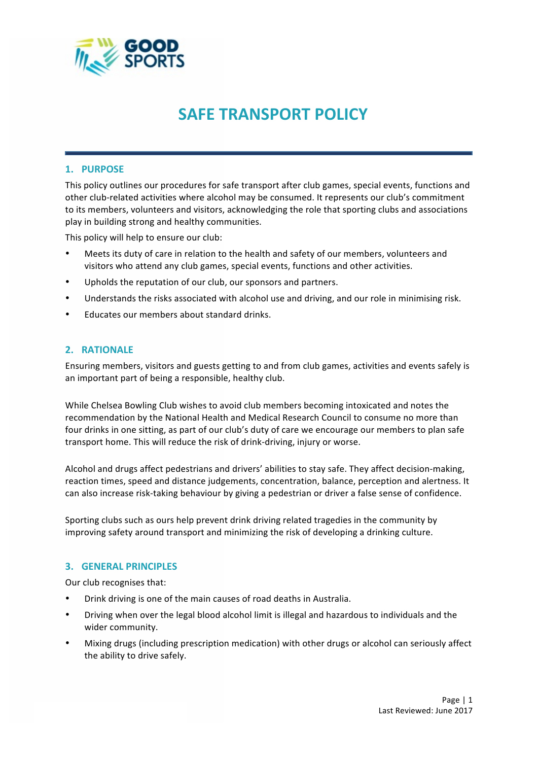# SAFE TRANSPORT POLICY

## 1. PURPOSE

This policy outlines our procedures for safe transport after club games, special events, functions and other club-related activities where alcohol may be consumed. It represents our club's commitment to its members, volunteers and visitors, acknowledging the role that sporting clubs and associations play in building strong and healthy communities.

This policy will help to ensure our club:

- Meets its duty of care in relation to the health and safety of our members, volunteers and visitors who attend any club games, special events, functions and other activities.
- Upholds the reputation of our club, our sponsors and partners.
- Understands the risks associated with alcohol use and driving, and our role in minimising risk.
- Educates our members about standard drinks.

## 2. RATIONALE

Ensuring members, visitors and guests getting to and from club games, activities and events safely is an important part of being a responsible, healthy club.

While Chelsea Bowling Club wishes to avoid club members becoming intoxicated and notes the recommendation by the National Health and Medical Research Council to consume no more than four drinks in one sitting, as part of our club's duty of care we encourage our members to plan safe transport home. This will reduce the risk of drink-driving, injury or worse.

Alcohol and drugs affect pedestrians and drivers' abilities to stay safe. They affect decision-making, reaction times, speed and distance judgements, concentration, balance, perception and alertness. It can also increase risk-taking behaviour by giving a pedestrian or driver a false sense of confidence.

Sporting clubs such as ours help prevent drink driving related tragedies in the community by improving safety around transport and minimizing the risk of developing a drinking culture.

## 3. GENERAL PRINCIPLES

Our club recognises that:

- Drink driving is one of the main causes of road deaths in Australia.
- Driving when over the legal blood alcohol limit is illegal and hazardous to individuals and the wider community.
- Mixing drugs (including prescription medication) with other drugs or alcohol can seriously affect the ability to drive safely.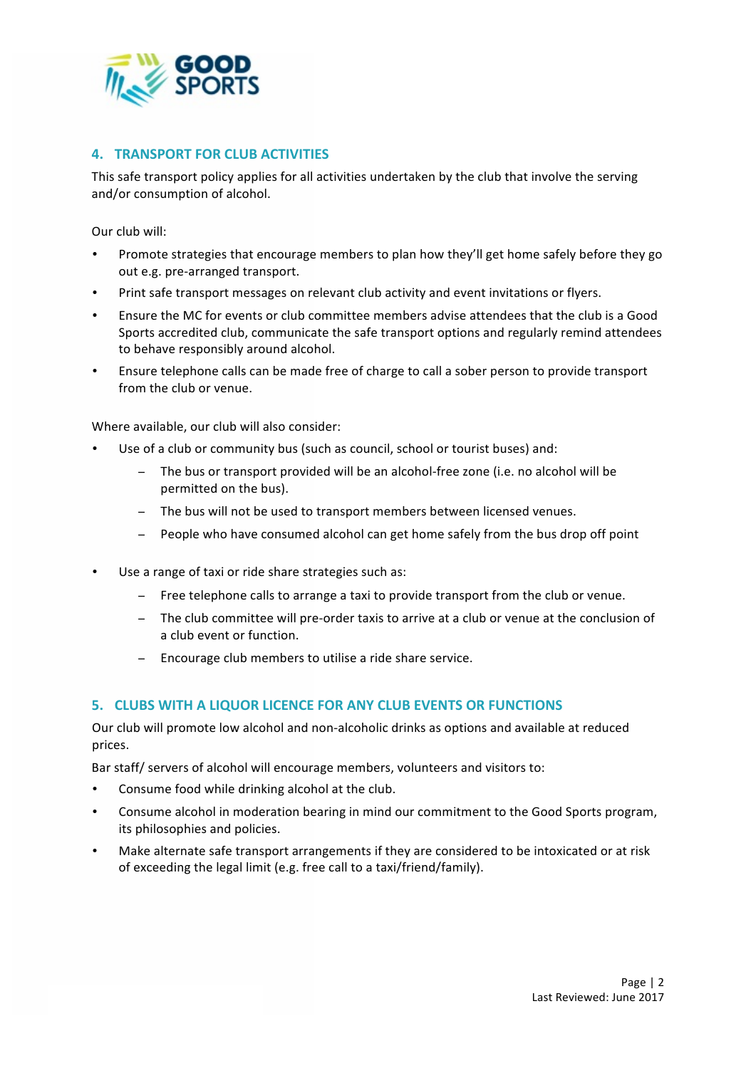## 4. TRANSPORT FOR CLUB ACTIVITIES

This safe transport policy applies for all activities undertaken by the club that involve the serving and/or consumption of alcohol.

Our club will:

- Promote strategies that encourage members to plan how they'll get home safely before they go out e.g. pre-arranged transport.
- Print safe transport messages on relevant club activity and event invitations or flyers.
- Ensure the MC for events or club committee members advise attendees that the club is a Good Sports accredited club, communicate the safe transport options and regularly remind attendees to behave responsibly around alcohol.
- Ensure telephone calls can be made free of charge to call a sober person to provide transport from the club or venue.

Where available, our club will also consider:

- Use of a club or community bus (such as council, school or tourist buses) and:
  - The bus or transport provided will be an alcohol-free zone (i.e. no alcohol will be permitted on the bus).
  - The bus will not be used to transport members between licensed venues.
  - People who have consumed alcohol can get home safely from the bus drop off point
- Use a range of taxi or ride share strategies such as:
  - Free telephone calls to arrange a taxi to provide transport from the club or venue.
  - The club committee will pre-order taxis to arrive at a club or venue at the conclusion of a club event or function.
  - Encourage club members to utilise a ride share service.

## 5. CLUBS WITH A LIQUOR LICENCE FOR ANY CLUB EVENTS OR FUNCTIONS

Our club will promote low alcohol and non-alcoholic drinks as options and available at reduced prices.

Bar staff/ servers of alcohol will encourage members, volunteers and visitors to:

- Consume food while drinking alcohol at the club.
- Consume alcohol in moderation bearing in mind our commitment to the Good Sports program, its philosophies and policies.
- Make alternate safe transport arrangements if they are considered to be intoxicated or at risk of exceeding the legal limit (e.g. free call to a taxi/friend/family).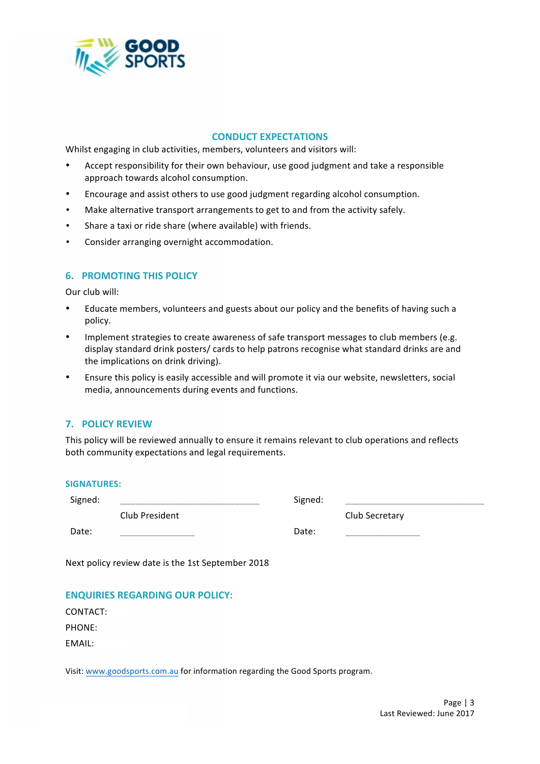### CONDUCT EXPECTATIONS

Whilst engaging in club activities, members, volunteers and visitors will:

- Accept responsibility for their own behaviour, use good judgment and take a responsible approach towards alcohol consumption.
- Encourage and assist others to use good judgment regarding alcohol consumption.
- Make alternative transport arrangements to get to and from the activity safely.
- Share a taxi or ride share (where available) with friends.
- Consider arranging overnight accommodation.

## 6. PROMOTING THIS POLICY

Our club will:

- Educate members, volunteers and guests about our policy and the benefits of having such a policy.
- Implement strategies to create awareness of safe transport messages to club members (e.g. display standard drink posters/ cards to help patrons recognise what standard drinks are and the implications on drink driving).
- Ensure this policy is easily accessible and will promote it via our website, newsletters, social media, announcements during events and functions.

## 7. POLICY REVIEW

This policy will be reviewed annually to ensure it remains relevant to club operations and reflects both community expectations and legal requirements.

### SIGNATURES:

| | | | |
|---|---|---|---|
| Signed: | ______________________________ | Signed: | ______________________________ |
| | Club President | | Club Secretary |
| Date: | ________________ | Date: | ________________ |

Next policy review date is the 1st September 2018

### ENQUIRIES REGARDING OUR POLICY:

CONTACT:

PHONE:

EMAIL:

Visit: www.goodsports.com.au for information regarding the Good Sports program.

Last Reviewed: June 2017